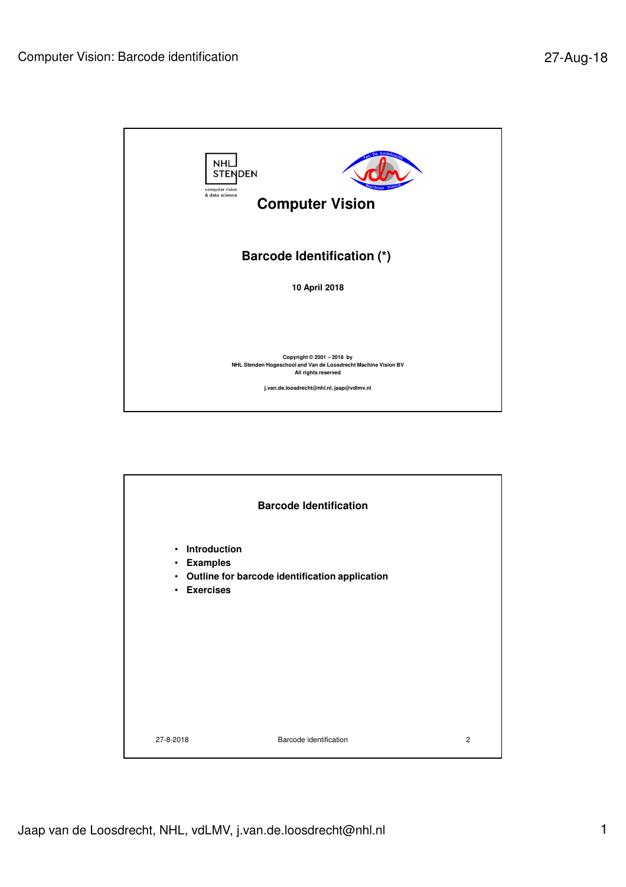# Computer Vision

## Barcode Identification (*)

**10 April 2018**

Copyright © 2001 – 2018 by
NHL Stenden Hogeschool and Van de Loosdrecht Machine Vision BV
All rights reserved

j.van.de.loosdrecht@nhl.nl, jaap@vdlmv.nl

---

## Barcode Identification

- **Introduction**
- **Examples**
- **Outline for barcode identification application**
- **Exercises**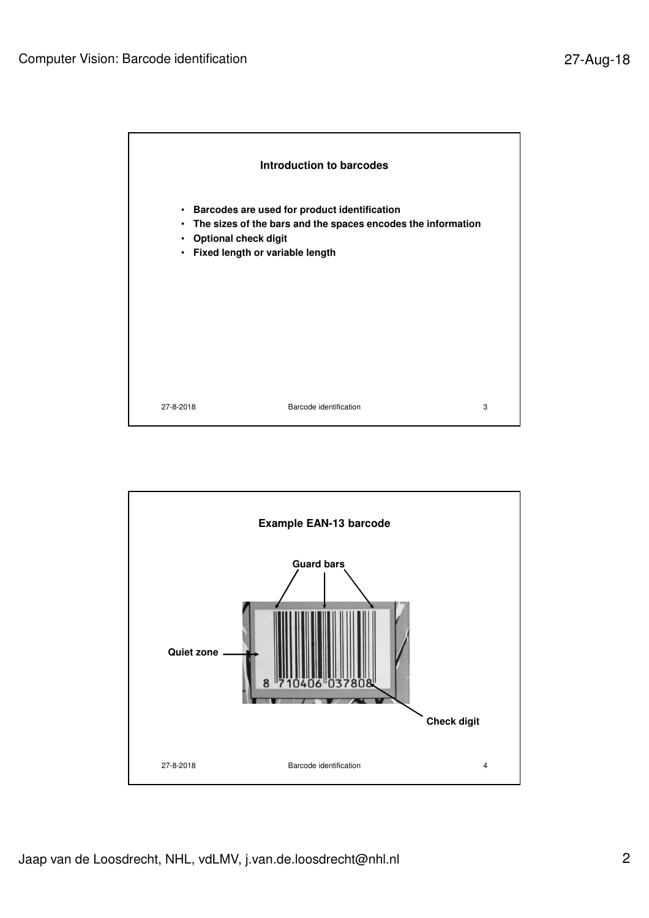## Introduction to barcodes

- Barcodes are used for product identification
- The sizes of the bars and the spaces encodes the information
- Optional check digit
- Fixed length or variable length

## Example EAN-13 barcode

Guard bars

Quiet zone

8 710406 037808

Check digit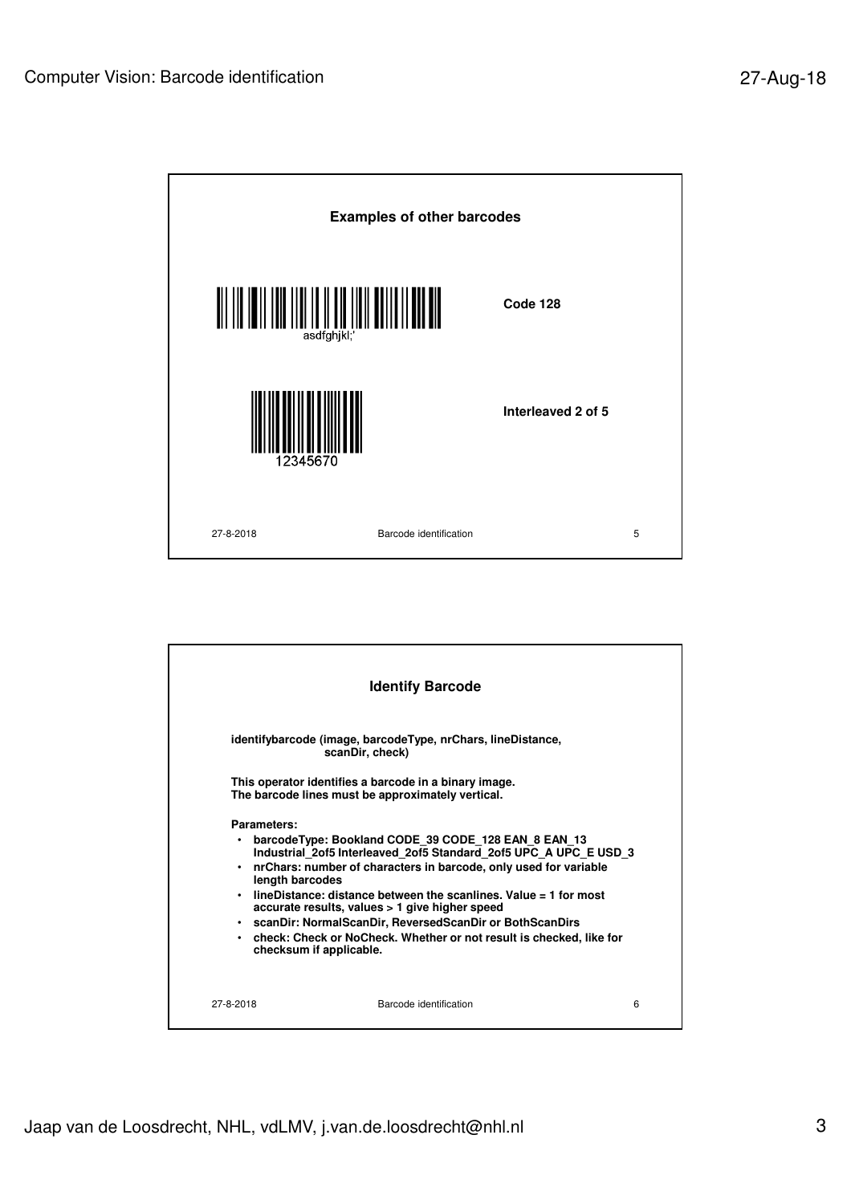## Examples of other barcodes

asdfghjkl;'

**Code 128**

12345670

**Interleaved 2 of 5**

27-8-2018 Barcode identification 5

## Identify Barcode

**identifybarcode (image, barcodeType, nrChars, lineDistance, scanDir, check)**

**This operator identifies a barcode in a binary image.**
**The barcode lines must be approximately vertical.**

**Parameters:**

- **barcodeType: Bookland CODE_39 CODE_128 EAN_8 EAN_13 Industrial_2of5 Interleaved_2of5 Standard_2of5 UPC_A UPC_E USD_3**
- **nrChars: number of characters in barcode, only used for variable length barcodes**
- **lineDistance: distance between the scanlines. Value = 1 for most accurate results, values > 1 give higher speed**
- **scanDir: NormalScanDir, ReversedScanDir or BothScanDirs**
- **check: Check or NoCheck. Whether or not result is checked, like for checksum if applicable.**

27-8-2018 Barcode identification 6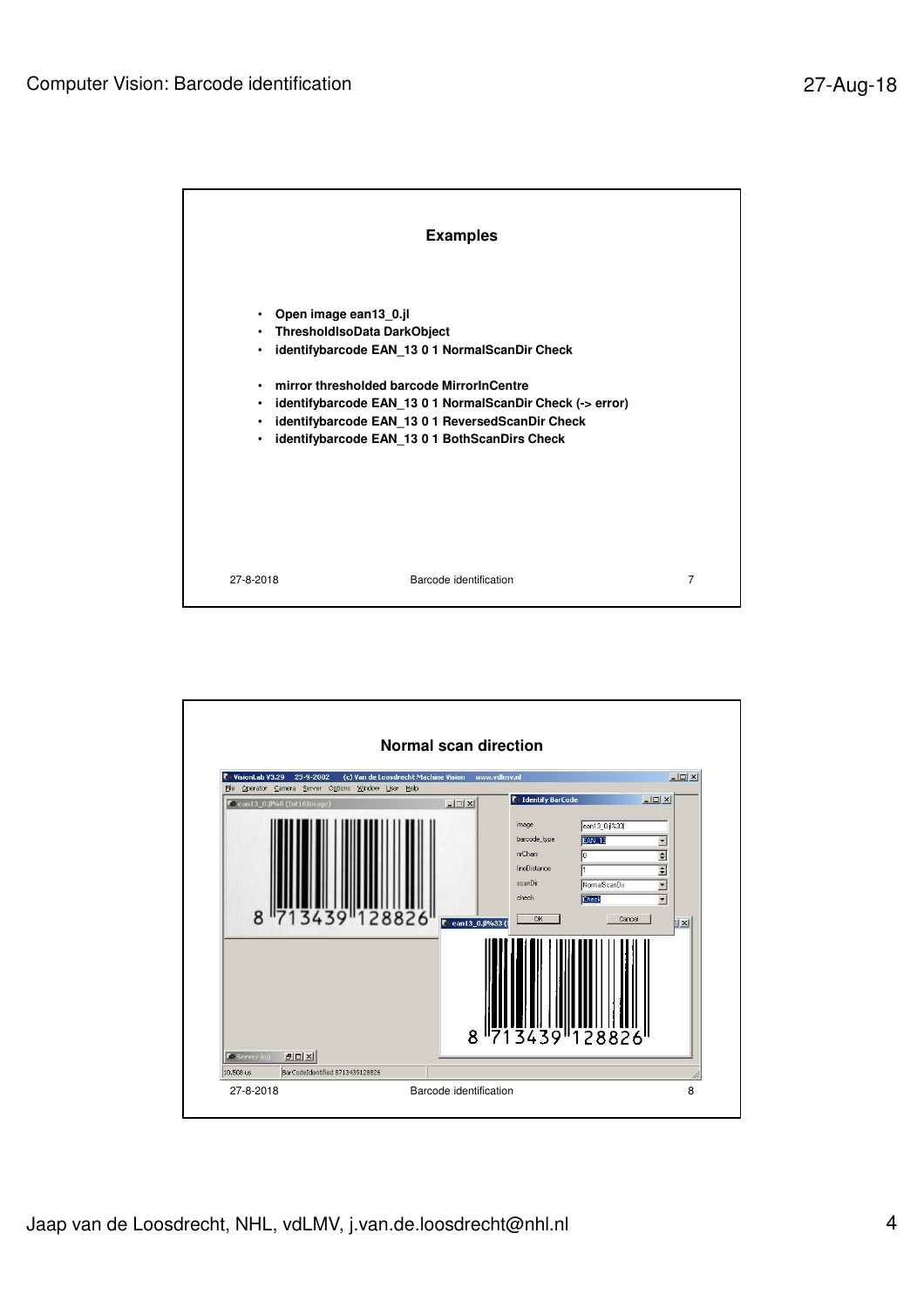## Examples

- Open image ean13_0.jl
- ThresholdIsoData DarkObject
- identifybarcode EAN_13 0 1 NormalScanDir Check

- mirror thresholded barcode MirrorInCentre
- identifybarcode EAN_13 0 1 NormalScanDir Check (-> error)
- identifybarcode EAN_13 0 1 ReversedScanDir Check
- identifybarcode EAN_13 0 1 BothScanDirs Check

## Normal scan direction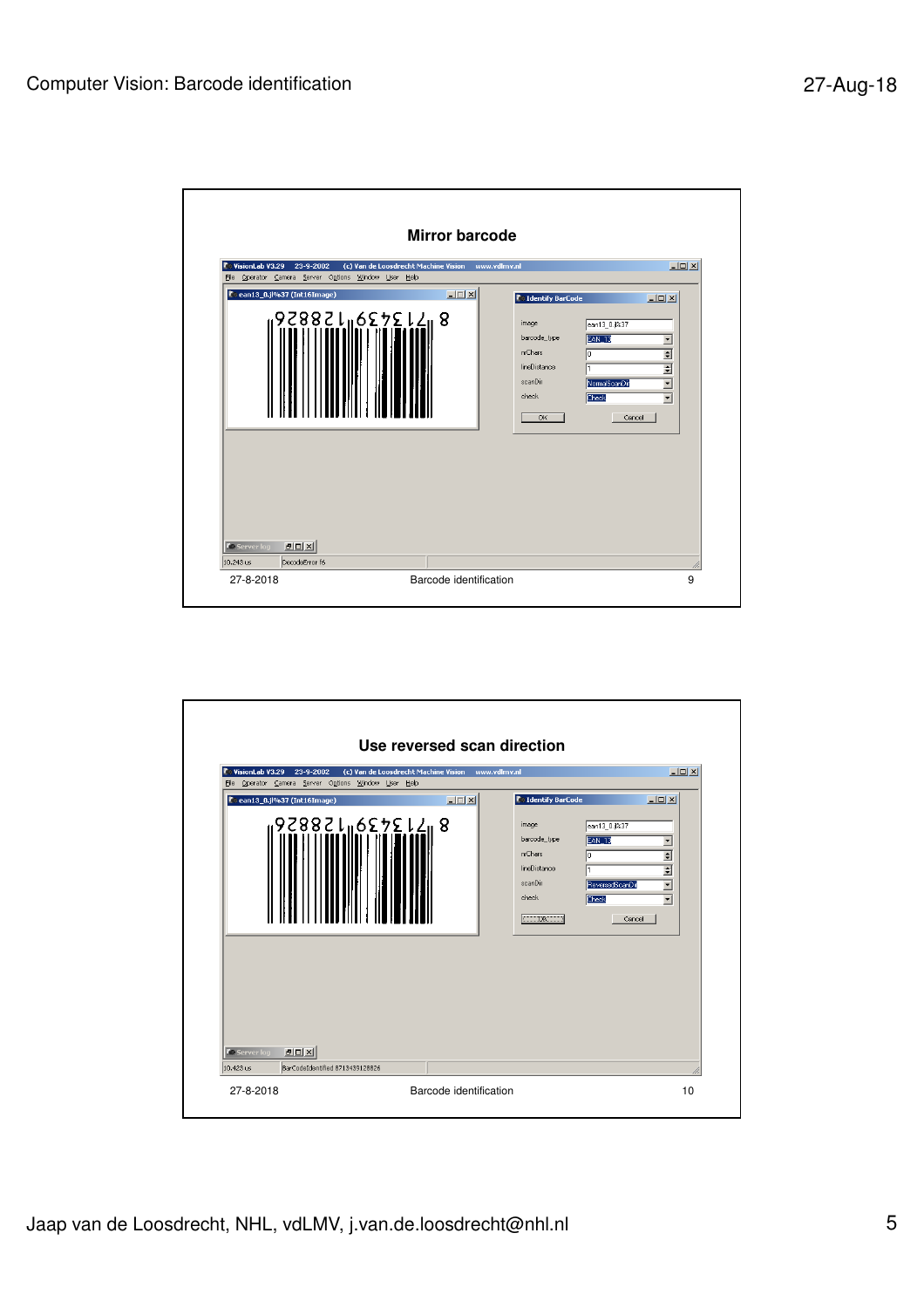## Mirror barcode

| | |
|---|---|
| image | ean13_0.jl%37 |
| barcode_type | EAN_13 |
| nrChars | 0 |
| lineDistance | 1 |
| scanDir | NormalScanDir |
| check | Check |

DecodeError f6

## Use reversed scan direction

| | |
|---|---|
| image | ean13_0.jl%37 |
| barcode_type | EAN_13 |
| nrChars | 0 |
| lineDistance | 1 |
| scanDir | ReversedScanDir |
| check | Check |

BarCodeIdentified 8713439128826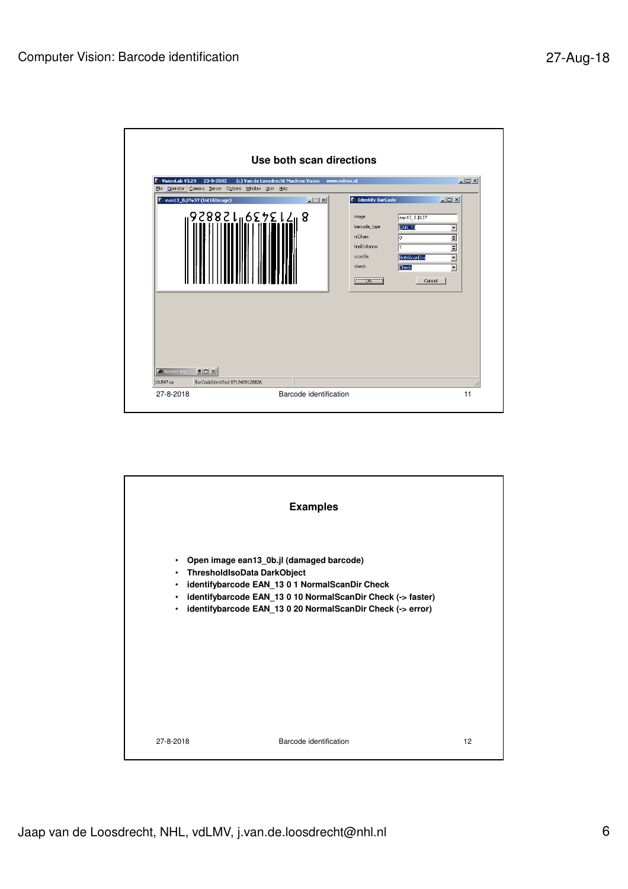## Use both scan directions

27-8-2018 Barcode identification 11

## Examples

- Open image ean13_0b.jl (damaged barcode)
- ThresholdIsoData DarkObject
- identifybarcode EAN_13 0 1 NormalScanDir Check
- identifybarcode EAN_13 0 10 NormalScanDir Check (-> faster)
- identifybarcode EAN_13 0 20 NormalScanDir Check (-> error)

27-8-2018 Barcode identification 12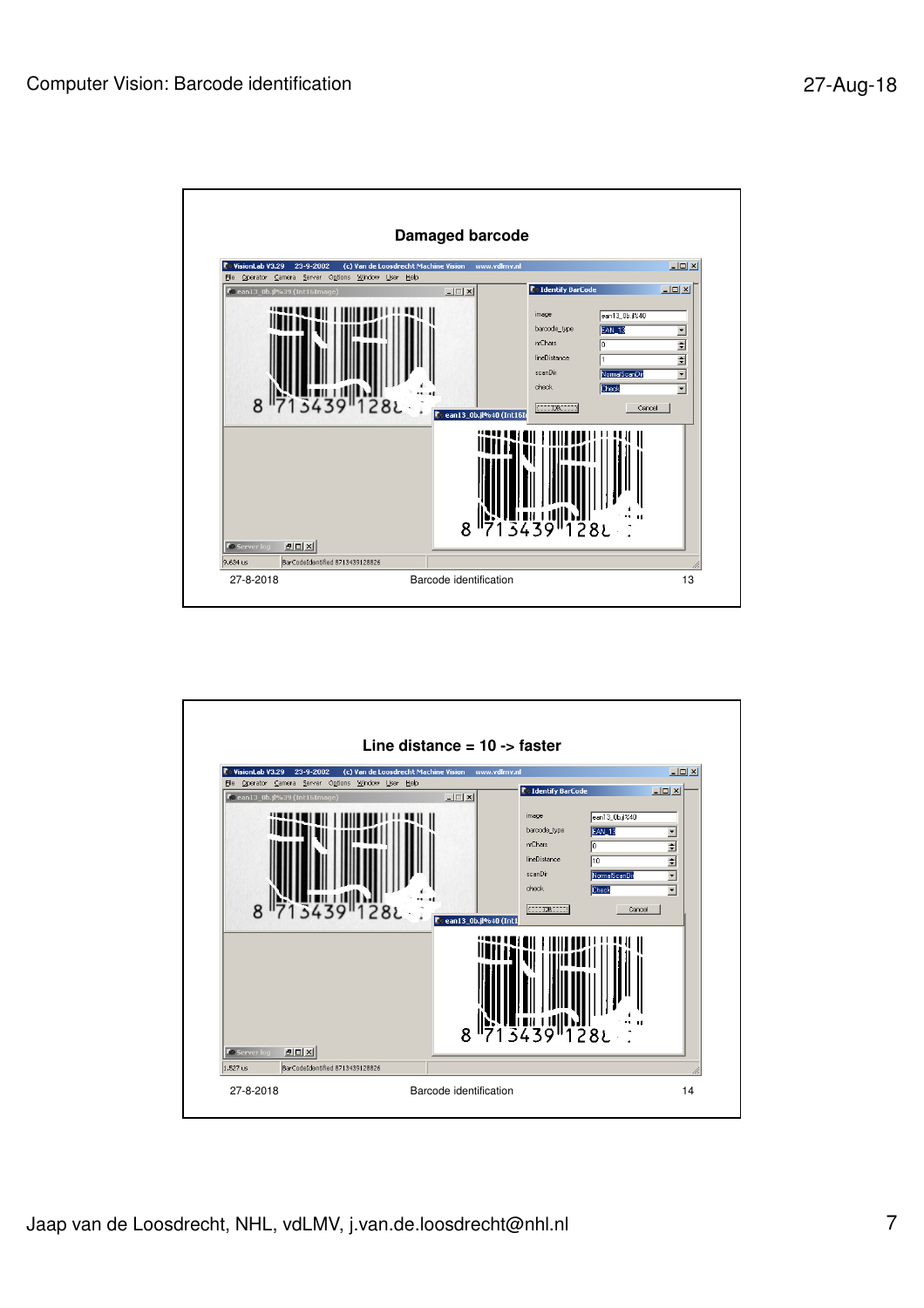## Damaged barcode

## Line distance = 10 -> faster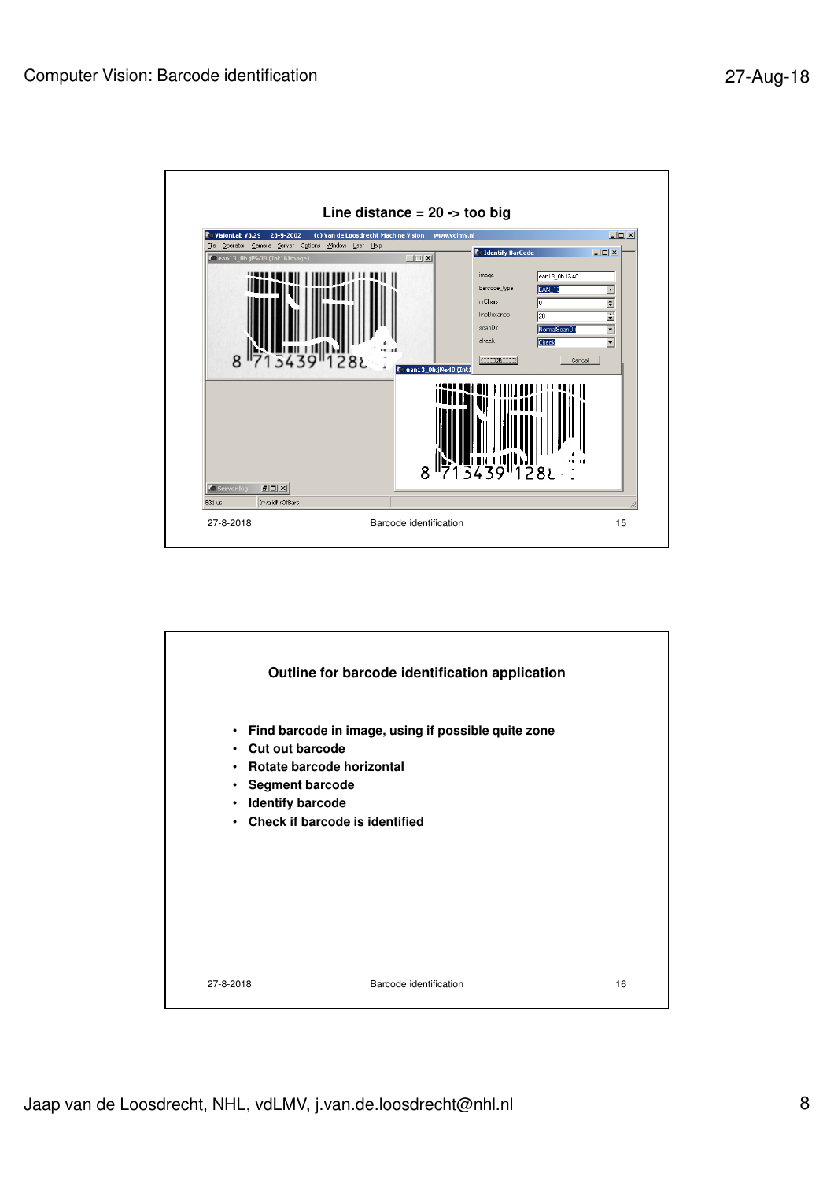## Line distance = 20 -> too big

## Outline for barcode identification application

- Find barcode in image, using if possible quite zone
- Cut out barcode
- Rotate barcode horizontal
- Segment barcode
- Identify barcode
- Check if barcode is identified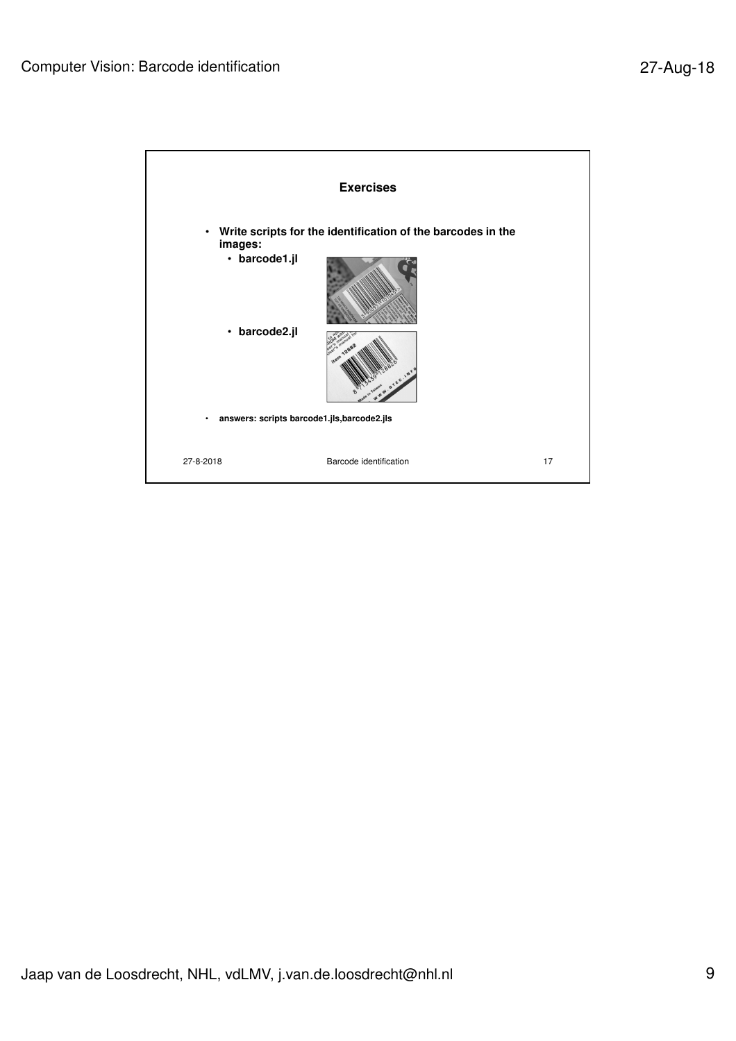## Exercises

- **Write scripts for the identification of the barcodes in the images:**
  - **barcode1.jl**
  - **barcode2.jl**
- **answers: scripts barcode1.jls,barcode2.jls**

27-8-2018 Barcode identification 17